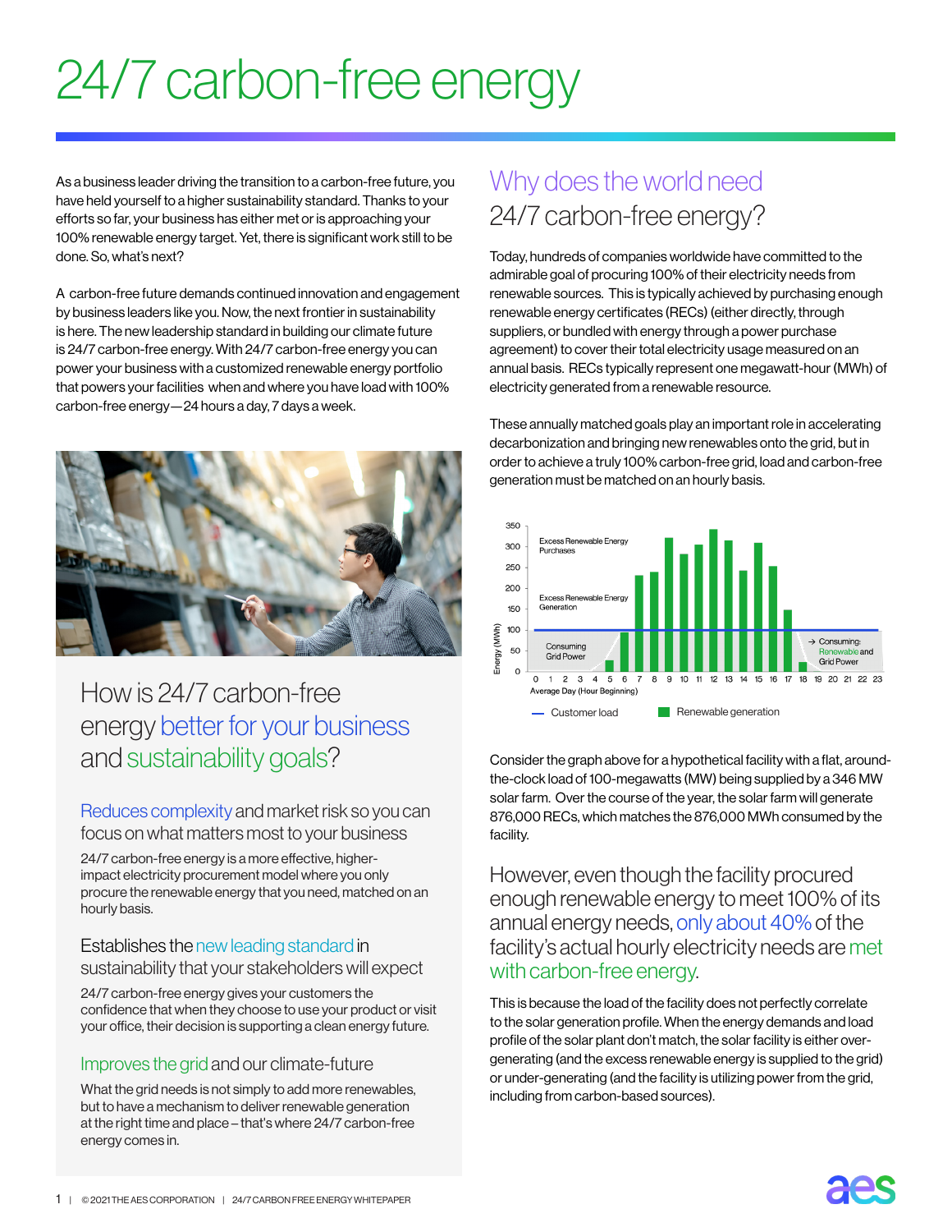# 24/7 carbon-free energy

As a business leader driving the transition to a carbon-free future, you have held yourself to a higher sustainability standard. Thanks to your efforts so far, your business has either met or is approaching your 100% renewable energy target. Yet, there is significant work still to be done. So, what's next?

A carbon-free future demands continued innovation and engagement by business leaders like you. Now, the next frontier in sustainability is here. The new leadership standard in building our climate future is 24/7 carbon-free energy. With 24/7 carbon-free energy you can power your business with a customized renewable energy portfolio that powers your facilities when and where you have load with 100% carbon-free energy—24 hours a day, 7 days a week.

## How is 24/7 carbon-free energy better for your business and sustainability goals?

### Reduces complexity and market risk so you can focus on what matters most to your business

24/7 carbon-free energy is a more effective, higher-impact electricity procurement model where you only procure the renewable energy that you need, matched on an hourly basis.

### Establishes the new leading standard in sustainability that your stakeholders will expect

24/7 carbon-free energy gives your customers the confidence that when they choose to use your product or visit your office, their decision is supporting a clean energy future.

### Improves the grid and our climate-future

What the grid needs is not simply to add more renewables, but to have a mechanism to deliver renewable generation at the right time and place – that's where 24/7 carbon-free energy comes in.

## Why does the world need 24/7 carbon-free energy?

Today, hundreds of companies worldwide have committed to the admirable goal of procuring 100% of their electricity needs from renewable sources. This is typically achieved by purchasing enough renewable energy certificates (RECs) (either directly, through suppliers, or bundled with energy through a power purchase agreement) to cover their total electricity usage measured on an annual basis. RECs typically represent one megawatt-hour (MWh) of electricity generated from a renewable resource.

These annually matched goals play an important role in accelerating decarbonization and bringing new renewables onto the grid, but in order to achieve a truly 100% carbon-free grid, load and carbon-free generation must be matched on an hourly basis.

Excess Renewable Energy Purchases
Excess Renewable Energy Generation
Consuming Grid Power
→ Consuming: Renewable and Grid Power
Energy (MWh)
0 50 100 150 200 250 300 350
0 1 2 3 4 5 6 7 8 9 10 11 12 13 14 15 16 17 18 19 20 21 22 23
Average Day (Hour Beginning)
Customer load
Renewable generation

Consider the graph above for a hypothetical facility with a flat, around-the-clock load of 100-megawatts (MW) being supplied by a 346 MW solar farm. Over the course of the year, the solar farm will generate 876,000 RECs, which matches the 876,000 MWh consumed by the facility.

### However, even though the facility procured enough renewable energy to meet 100% of its annual energy needs, only about 40% of the facility's actual hourly electricity needs are met with carbon-free energy.

This is because the load of the facility does not perfectly correlate to the solar generation profile. When the energy demands and load profile of the solar plant don't match, the solar facility is either over-generating (and the excess renewable energy is supplied to the grid) or under-generating (and the facility is utilizing power from the grid, including from carbon-based sources).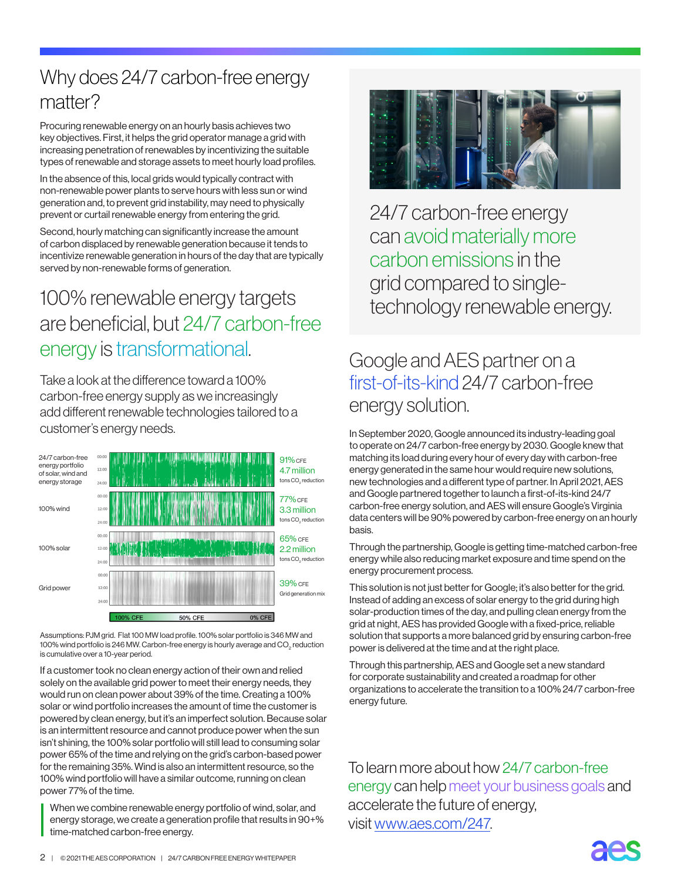# Why does 24/7 carbon-free energy matter?

Procuring renewable energy on an hourly basis achieves two key objectives. First, it helps the grid operator manage a grid with increasing penetration of renewables by incentivizing the suitable types of renewable and storage assets to meet hourly load profiles.

In the absence of this, local grids would typically contract with non-renewable power plants to serve hours with less sun or wind generation and, to prevent grid instability, may need to physically prevent or curtail renewable energy from entering the grid.

Second, hourly matching can significantly increase the amount of carbon displaced by renewable generation because it tends to incentivize renewable generation in hours of the day that are typically served by non-renewable forms of generation.

## 100% renewable energy targets are beneficial, but 24/7 carbon-free energy is transformational.

Take a look at the difference toward a 100% carbon-free energy supply as we increasingly add different renewable technologies tailored to a customer's energy needs.

24/7 carbon-free energy portfolio of solar, wind and energy storage
00:00
12:00
24:00
91% CFE
4.7 million
tons $CO_2$ reduction

100% wind
00:00
12:00
24:00
77% CFE
3.3 million
tons $CO_2$ reduction

100% solar
00:00
12:00
24:00
65% CFE
2.2 million
tons $CO_2$ reduction

Grid power
00:00
12:00
24:00
39% CFE
Grid generation mix

100% CFE
50% CFE
0% CFE

Assumptions: PJM grid. Flat 100 MW load profile. 100% solar portfolio is 346 MW and 100% wind portfolio is 246 MW. Carbon-free energy is hourly average and $CO_2$ reduction is cumulative over a 10-year period.

If a customer took no clean energy action of their own and relied solely on the available grid power to meet their energy needs, they would run on clean power about 39% of the time. Creating a 100% solar or wind portfolio increases the amount of time the customer is powered by clean energy, but it's an imperfect solution. Because solar is an intermittent resource and cannot produce power when the sun isn't shining, the 100% solar portfolio will still lead to consuming solar power 65% of the time and relying on the grid's carbon-based power for the remaining 35%. Wind is also an intermittent resource, so the 100% wind portfolio will have a similar outcome, running on clean power 77% of the time.

> When we combine renewable energy portfolio of wind, solar, and energy storage, we create a generation profile that results in 90+% time-matched carbon-free energy.

24/7 carbon-free energy can avoid materially more carbon emissions in the grid compared to single-technology renewable energy.

## Google and AES partner on a first-of-its-kind 24/7 carbon-free energy solution.

In September 2020, Google announced its industry-leading goal to operate on 24/7 carbon-free energy by 2030. Google knew that matching its load during every hour of every day with carbon-free energy generated in the same hour would require new solutions, new technologies and a different type of partner. In April 2021, AES and Google partnered together to launch a first-of-its-kind 24/7 carbon-free energy solution, and AES will ensure Google's Virginia data centers will be 90% powered by carbon-free energy on an hourly basis.

Through the partnership, Google is getting time-matched carbon-free energy while also reducing market exposure and time spend on the energy procurement process.

This solution is not just better for Google; it's also better for the grid. Instead of adding an excess of solar energy to the grid during high solar-production times of the day, and pulling clean energy from the grid at night, AES has provided Google with a fixed-price, reliable solution that supports a more balanced grid by ensuring carbon-free power is delivered at the time and at the right place.

Through this partnership, AES and Google set a new standard for corporate sustainability and created a roadmap for other organizations to accelerate the transition to a 100% 24/7 carbon-free energy future.

To learn more about how 24/7 carbon-free energy can help meet your business goals and accelerate the future of energy, visit www.aes.com/247.